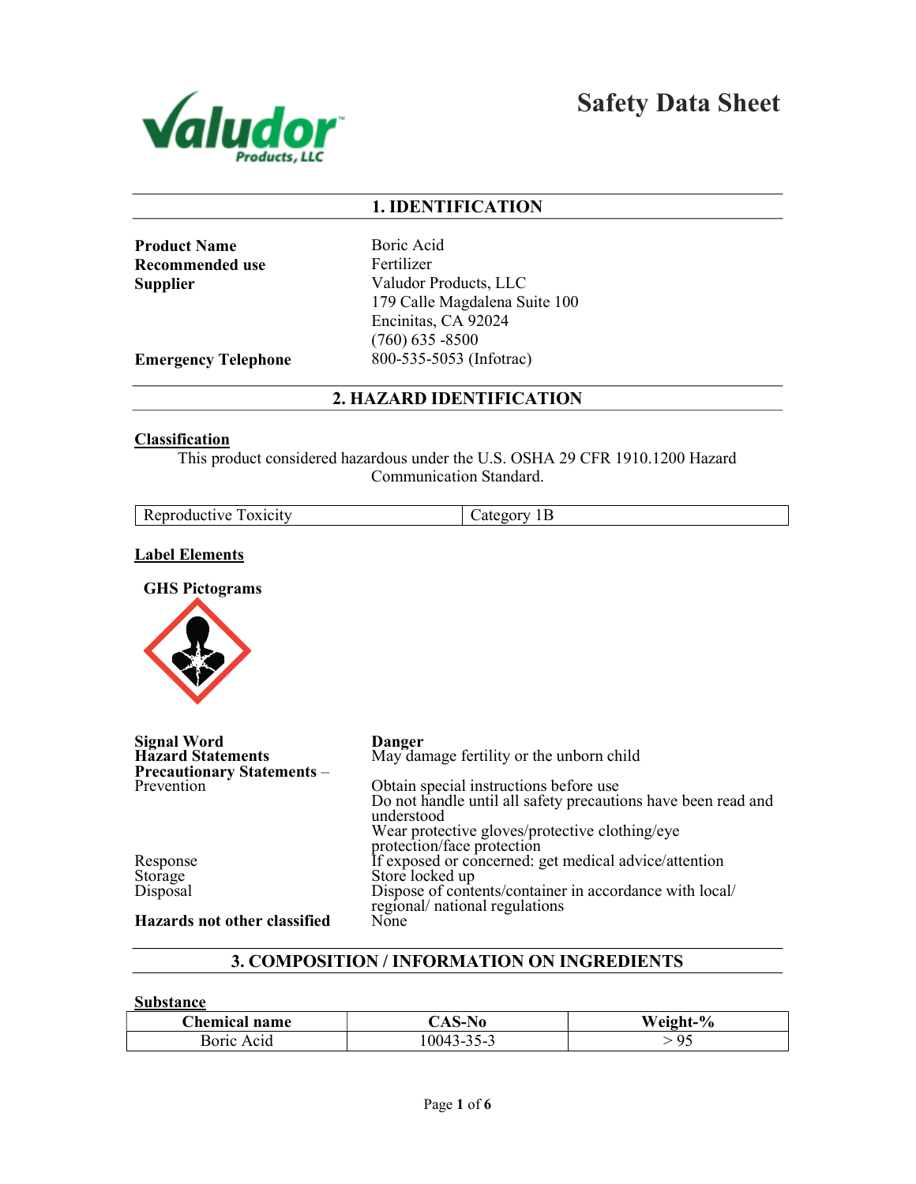Valudor Products, LLC

# Safety Data Sheet

## 1. IDENTIFICATION

| | |
|---|---|
| **Product Name** | Boric Acid |
| **Recommended use** | Fertilizer |
| **Supplier** | Valudor Products, LLC<br>179 Calle Magdalena Suite 100<br>Encinitas, CA 92024<br>(760) 635 -8500 |
| **Emergency Telephone** | 800-535-5053 (Infotrac) |

## 2. HAZARD IDENTIFICATION

**Classification**

This product considered hazardous under the U.S. OSHA 29 CFR 1910.1200 Hazard Communication Standard.

| Reproductive Toxicity | Category 1B |
|---|---|

**Label Elements**

**GHS Pictograms**

| | |
|---|---|
| **Signal Word** | **Danger** |
| **Hazard Statements** | May damage fertility or the unborn child |
| **Precautionary Statements** – Prevention | Obtain special instructions before use<br>Do not handle until all safety precautions have been read and understood<br>Wear protective gloves/protective clothing/eye protection/face protection |
| Response | If exposed or concerned: get medical advice/attention |
| Storage | Store locked up |
| Disposal | Dispose of contents/container in accordance with local/ regional/ national regulations |
| **Hazards not other classified** | None |

## 3. COMPOSITION / INFORMATION ON INGREDIENTS

**Substance**

| Chemical name | CAS-No | Weight-% |
|---|---|---|
| Boric Acid | 10043-35-3 | > 95 |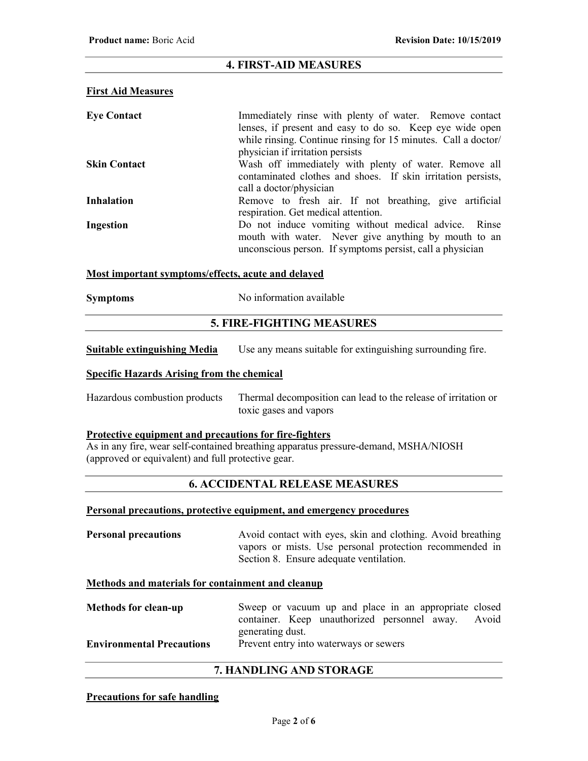## 4. FIRST-AID MEASURES

### First Aid Measures

**Eye Contact** — Immediately rinse with plenty of water. Remove contact lenses, if present and easy to do so. Keep eye wide open while rinsing. Continue rinsing for 15 minutes. Call a doctor/ physician if irritation persists

**Skin Contact** — Wash off immediately with plenty of water. Remove all contaminated clothes and shoes. If skin irritation persists, call a doctor/physician

**Inhalation** — Remove to fresh air. If not breathing, give artificial respiration. Get medical attention.

**Ingestion** — Do not induce vomiting without medical advice. Rinse mouth with water. Never give anything by mouth to an unconscious person. If symptoms persist, call a physician

### Most important symptoms/effects, acute and delayed

**Symptoms** — No information available

## 5. FIRE-FIGHTING MEASURES

**Suitable extinguishing Media** — Use any means suitable for extinguishing surrounding fire.

### Specific Hazards Arising from the chemical

Hazardous combustion products — Thermal decomposition can lead to the release of irritation or toxic gases and vapors

### Protective equipment and precautions for fire-fighters

As in any fire, wear self-contained breathing apparatus pressure-demand, MSHA/NIOSH (approved or equivalent) and full protective gear.

## 6. ACCIDENTAL RELEASE MEASURES

### Personal precautions, protective equipment, and emergency procedures

**Personal precautions** — Avoid contact with eyes, skin and clothing. Avoid breathing vapors or mists. Use personal protection recommended in Section 8. Ensure adequate ventilation.

### Methods and materials for containment and cleanup

**Methods for clean-up** — Sweep or vacuum up and place in an appropriate closed container. Keep unauthorized personnel away. Avoid generating dust.

**Environmental Precautions** — Prevent entry into waterways or sewers

## 7. HANDLING AND STORAGE

### Precautions for safe handling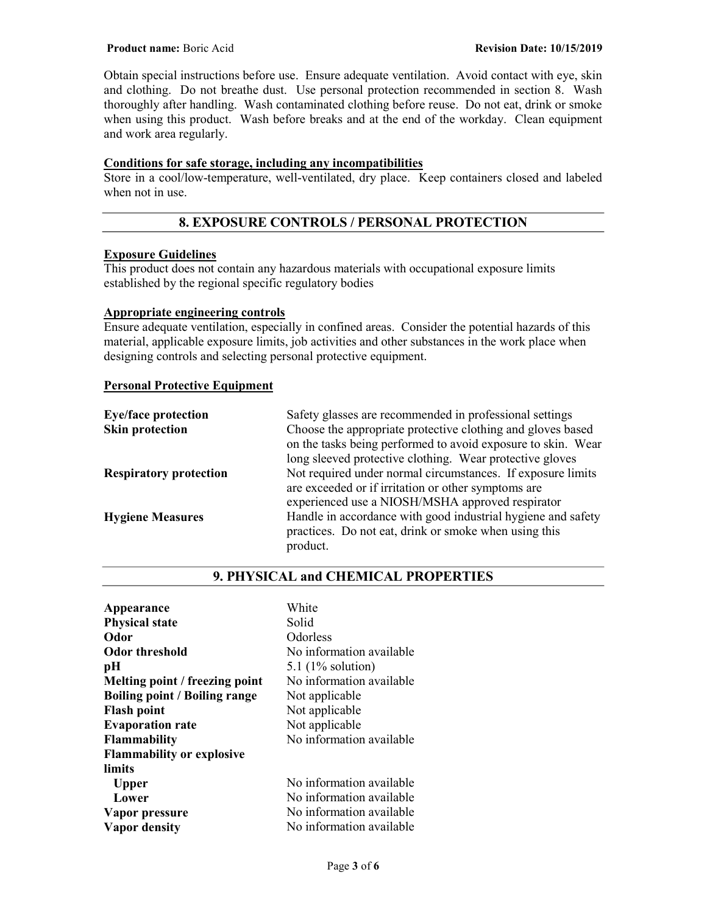Obtain special instructions before use. Ensure adequate ventilation. Avoid contact with eye, skin and clothing. Do not breathe dust. Use personal protection recommended in section 8. Wash thoroughly after handling. Wash contaminated clothing before reuse. Do not eat, drink or smoke when using this product. Wash before breaks and at the end of the workday. Clean equipment and work area regularly.

**Conditions for safe storage, including any incompatibilities**

Store in a cool/low-temperature, well-ventilated, dry place. Keep containers closed and labeled when not in use.

## 8. EXPOSURE CONTROLS / PERSONAL PROTECTION

**Exposure Guidelines**

This product does not contain any hazardous materials with occupational exposure limits established by the regional specific regulatory bodies

**Appropriate engineering controls**

Ensure adequate ventilation, especially in confined areas. Consider the potential hazards of this material, applicable exposure limits, job activities and other substances in the work place when designing controls and selecting personal protective equipment.

**Personal Protective Equipment**

| | |
|---|---|
| **Eye/face protection** | Safety glasses are recommended in professional settings |
| **Skin protection** | Choose the appropriate protective clothing and gloves based on the tasks being performed to avoid exposure to skin. Wear long sleeved protective clothing. Wear protective gloves |
| **Respiratory protection** | Not required under normal circumstances. If exposure limits are exceeded or if irritation or other symptoms are experienced use a NIOSH/MSHA approved respirator |
| **Hygiene Measures** | Handle in accordance with good industrial hygiene and safety practices. Do not eat, drink or smoke when using this product. |

## 9. PHYSICAL and CHEMICAL PROPERTIES

| | |
|---|---|
| **Appearance** | White |
| **Physical state** | Solid |
| **Odor** | Odorless |
| **Odor threshold** | No information available |
| **pH** | 5.1 (1% solution) |
| **Melting point / freezing point** | No information available |
| **Boiling point / Boiling range** | Not applicable |
| **Flash point** | Not applicable |
| **Evaporation rate** | Not applicable |
| **Flammability** | No information available |
| **Flammability or explosive limits** | |
| **Upper** | No information available |
| **Lower** | No information available |
| **Vapor pressure** | No information available |
| **Vapor density** | No information available |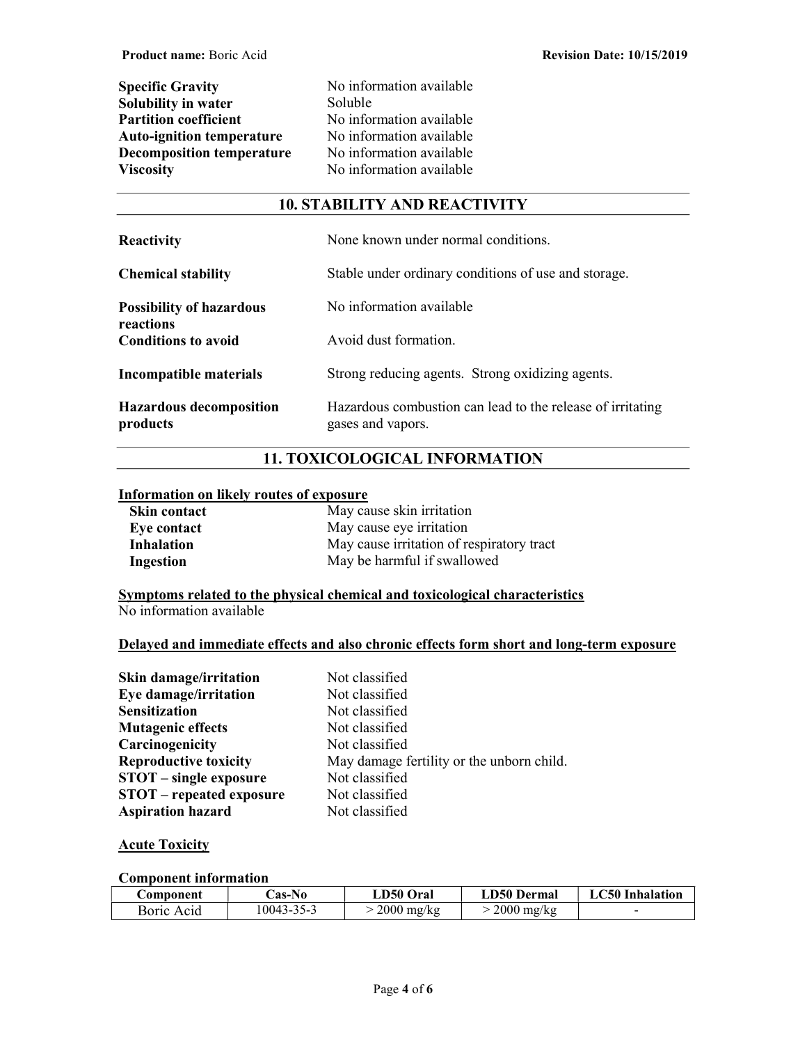**Specific Gravity** No information available
**Solubility in water** Soluble
**Partition coefficient** No information available
**Auto-ignition temperature** No information available
**Decomposition temperature** No information available
**Viscosity** No information available

## 10. STABILITY AND REACTIVITY

**Reactivity** None known under normal conditions.

**Chemical stability** Stable under ordinary conditions of use and storage.

**Possibility of hazardous reactions** No information available

**Conditions to avoid** Avoid dust formation.

**Incompatible materials** Strong reducing agents. Strong oxidizing agents.

**Hazardous decomposition products** Hazardous combustion can lead to the release of irritating gases and vapors.

## 11. TOXICOLOGICAL INFORMATION

**Information on likely routes of exposure**

**Skin contact** May cause skin irritation
**Eye contact** May cause eye irritation
**Inhalation** May cause irritation of respiratory tract
**Ingestion** May be harmful if swallowed

**Symptoms related to the physical chemical and toxicological characteristics**
No information available

**Delayed and immediate effects and also chronic effects form short and long-term exposure**

**Skin damage/irritation** Not classified
**Eye damage/irritation** Not classified
**Sensitization** Not classified
**Mutagenic effects** Not classified
**Carcinogenicity** Not classified
**Reproductive toxicity** May damage fertility or the unborn child.
**STOT – single exposure** Not classified
**STOT – repeated exposure** Not classified
**Aspiration hazard** Not classified

**Acute Toxicity**

**Component information**

| Component | Cas-No | LD50 Oral | LD50 Dermal | LC50 Inhalation |
|---|---|---|---|---|
| Boric Acid | 10043-35-3 | > 2000 mg/kg | > 2000 mg/kg | - |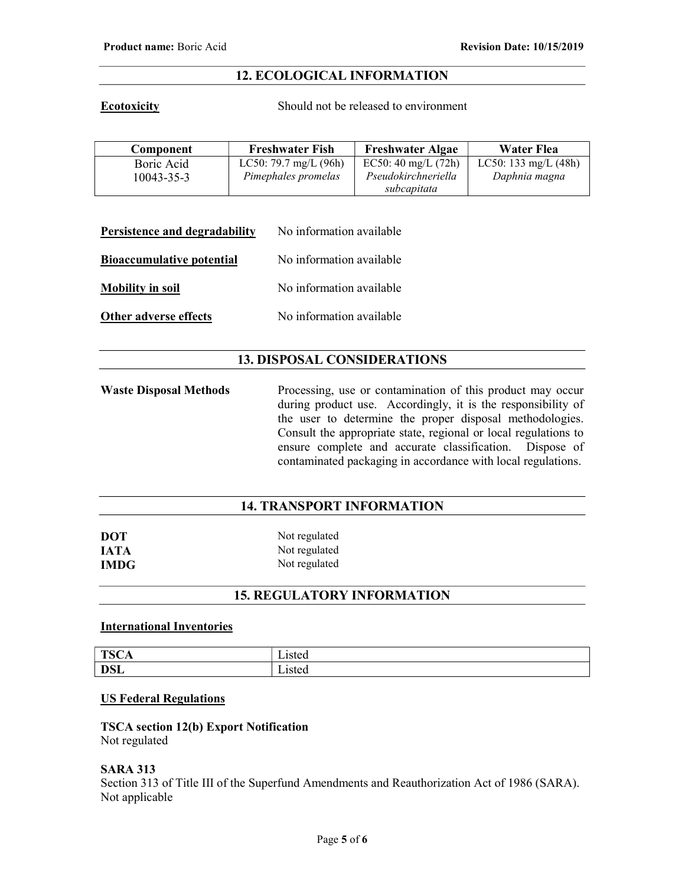## 12. ECOLOGICAL INFORMATION

**Ecotoxicity** Should not be released to environment

| Component | Freshwater Fish | Freshwater Algae | Water Flea |
|---|---|---|---|
| Boric Acid<br>10043-35-3 | LC50: 79.7 mg/L (96h)<br>*Pimephales promelas* | EC50: 40 mg/L (72h)<br>*Pseudokirchneriella subcapitata* | LC50: 133 mg/L (48h)<br>*Daphnia magna* |

**Persistence and degradability** No information available

**Bioaccumulative potential** No information available

**Mobility in soil** No information available

**Other adverse effects** No information available

## 13. DISPOSAL CONSIDERATIONS

**Waste Disposal Methods** Processing, use or contamination of this product may occur during product use. Accordingly, it is the responsibility of the user to determine the proper disposal methodologies. Consult the appropriate state, regional or local regulations to ensure complete and accurate classification. Dispose of contaminated packaging in accordance with local regulations.

## 14. TRANSPORT INFORMATION

**DOT** Not regulated
**IATA** Not regulated
**IMDG** Not regulated

## 15. REGULATORY INFORMATION

**International Inventories**

| | |
|---|---|
| **TSCA** | Listed |
| **DSL** | Listed |

**US Federal Regulations**

**TSCA section 12(b) Export Notification**
Not regulated

**SARA 313**
Section 313 of Title III of the Superfund Amendments and Reauthorization Act of 1986 (SARA).
Not applicable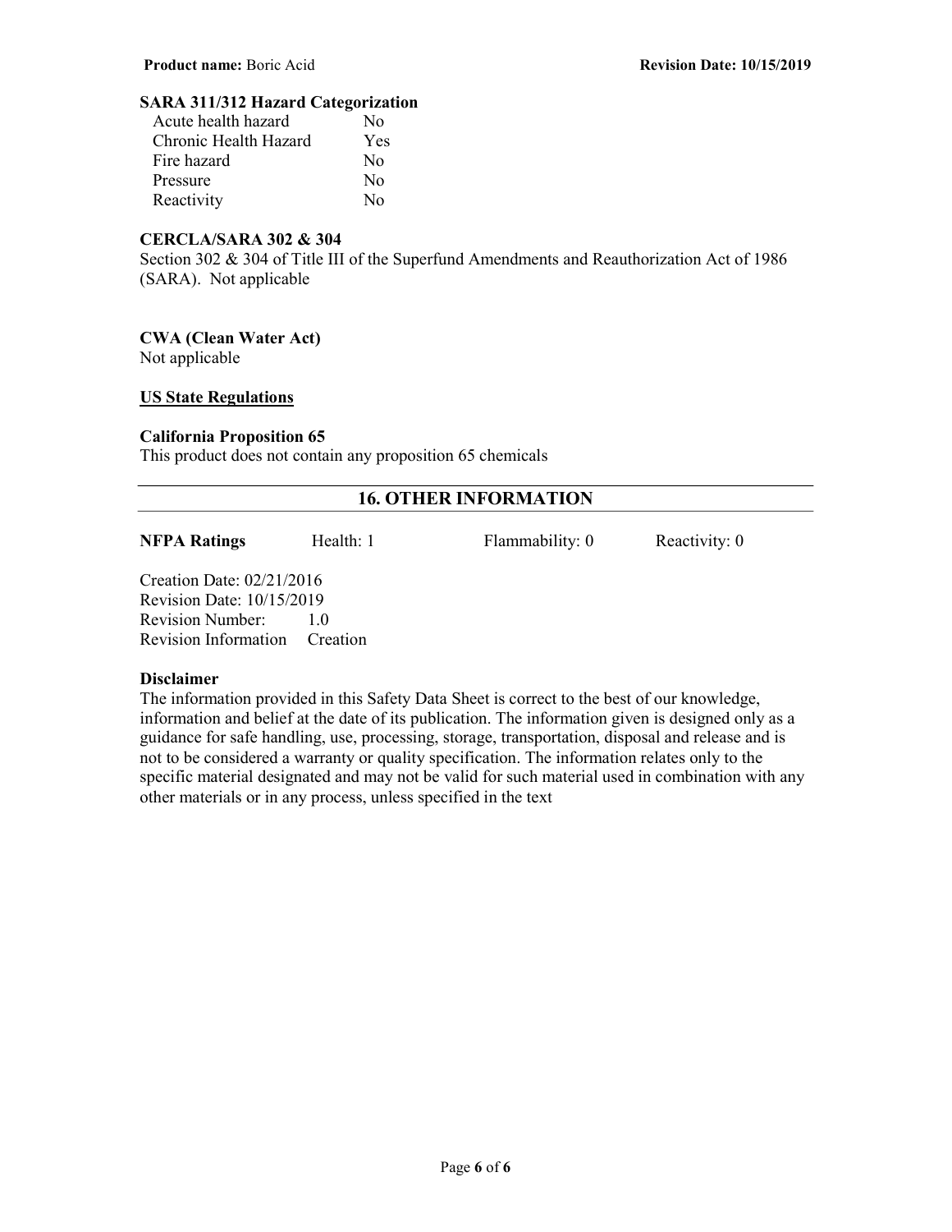**SARA 311/312 Hazard Categorization**

| | |
|---|---|
| Acute health hazard | No |
| Chronic Health Hazard | Yes |
| Fire hazard | No |
| Pressure | No |
| Reactivity | No |

**CERCLA/SARA 302 & 304**

Section 302 & 304 of Title III of the Superfund Amendments and Reauthorization Act of 1986 (SARA). Not applicable

**CWA (Clean Water Act)**

Not applicable

**US State Regulations**

**California Proposition 65**

This product does not contain any proposition 65 chemicals

## 16. OTHER INFORMATION

| | | | |
|---|---|---|---|
| **NFPA Ratings** | Health: 1 | Flammability: 0 | Reactivity: 0 |

Creation Date: 02/21/2016
Revision Date: 10/15/2019
Revision Number: 1.0
Revision Information Creation

**Disclaimer**

The information provided in this Safety Data Sheet is correct to the best of our knowledge, information and belief at the date of its publication. The information given is designed only as a guidance for safe handling, use, processing, storage, transportation, disposal and release and is not to be considered a warranty or quality specification. The information relates only to the specific material designated and may not be valid for such material used in combination with any other materials or in any process, unless specified in the text